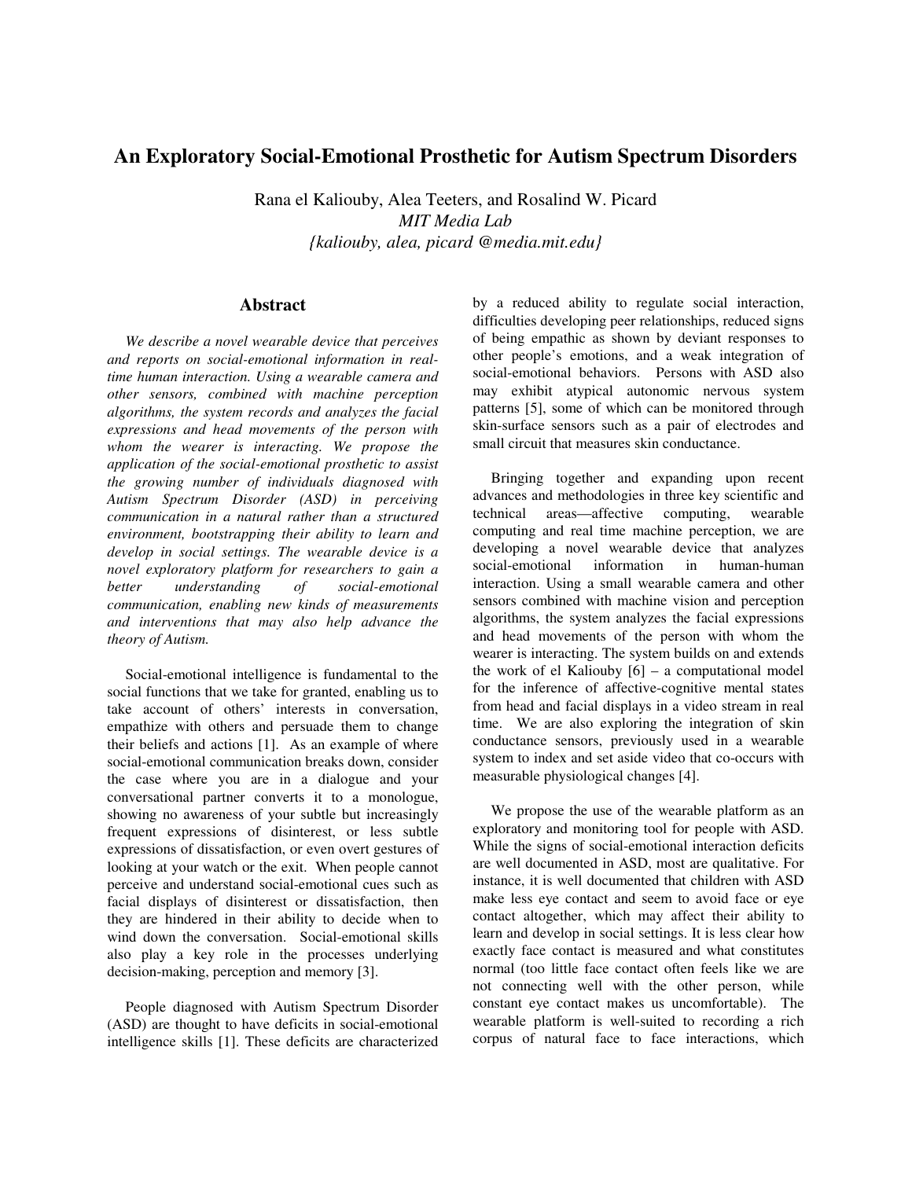# An Exploratory Social-Emotional Prosthetic for Autism Spectrum Disorders

Rana el Kaliouby, Alea Teeters, and Rosalind W. Picard
*MIT Media Lab*
*{kaliouby, alea, picard @media.mit.edu}*

## Abstract

*We describe a novel wearable device that perceives and reports on social-emotional information in real-time human interaction. Using a wearable camera and other sensors, combined with machine perception algorithms, the system records and analyzes the facial expressions and head movements of the person with whom the wearer is interacting. We propose the application of the social-emotional prosthetic to assist the growing number of individuals diagnosed with Autism Spectrum Disorder (ASD) in perceiving communication in a natural rather than a structured environment, bootstrapping their ability to learn and develop in social settings. The wearable device is a novel exploratory platform for researchers to gain a better understanding of social-emotional communication, enabling new kinds of measurements and interventions that may also help advance the theory of Autism.*

Social-emotional intelligence is fundamental to the social functions that we take for granted, enabling us to take account of others' interests in conversation, empathize with others and persuade them to change their beliefs and actions [1]. As an example of where social-emotional communication breaks down, consider the case where you are in a dialogue and your conversational partner converts it to a monologue, showing no awareness of your subtle but increasingly frequent expressions of disinterest, or less subtle expressions of dissatisfaction, or even overt gestures of looking at your watch or the exit. When people cannot perceive and understand social-emotional cues such as facial displays of disinterest or dissatisfaction, then they are hindered in their ability to decide when to wind down the conversation. Social-emotional skills also play a key role in the processes underlying decision-making, perception and memory [3].

People diagnosed with Autism Spectrum Disorder (ASD) are thought to have deficits in social-emotional intelligence skills [1]. These deficits are characterized by a reduced ability to regulate social interaction, difficulties developing peer relationships, reduced signs of being empathic as shown by deviant responses to other people's emotions, and a weak integration of social-emotional behaviors. Persons with ASD also may exhibit atypical autonomic nervous system patterns [5], some of which can be monitored through skin-surface sensors such as a pair of electrodes and small circuit that measures skin conductance.

Bringing together and expanding upon recent advances and methodologies in three key scientific and technical areas—affective computing, wearable computing and real time machine perception, we are developing a novel wearable device that analyzes social-emotional information in human-human interaction. Using a small wearable camera and other sensors combined with machine vision and perception algorithms, the system analyzes the facial expressions and head movements of the person with whom the wearer is interacting. The system builds on and extends the work of el Kaliouby [6] – a computational model for the inference of affective-cognitive mental states from head and facial displays in a video stream in real time. We are also exploring the integration of skin conductance sensors, previously used in a wearable system to index and set aside video that co-occurs with measurable physiological changes [4].

We propose the use of the wearable platform as an exploratory and monitoring tool for people with ASD. While the signs of social-emotional interaction deficits are well documented in ASD, most are qualitative. For instance, it is well documented that children with ASD make less eye contact and seem to avoid face or eye contact altogether, which may affect their ability to learn and develop in social settings. It is less clear how exactly face contact is measured and what constitutes normal (too little face contact often feels like we are not connecting well with the other person, while constant eye contact makes us uncomfortable). The wearable platform is well-suited to recording a rich corpus of natural face to face interactions, which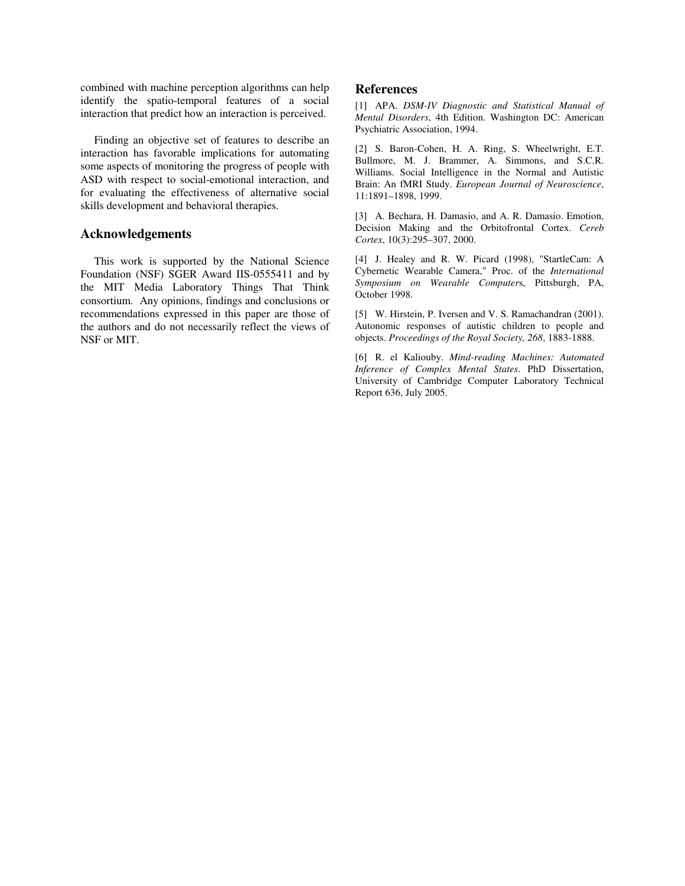combined with machine perception algorithms can help identify the spatio-temporal features of a social interaction that predict how an interaction is perceived.

Finding an objective set of features to describe an interaction has favorable implications for automating some aspects of monitoring the progress of people with ASD with respect to social-emotional interaction, and for evaluating the effectiveness of alternative social skills development and behavioral therapies.

## Acknowledgements

This work is supported by the National Science Foundation (NSF) SGER Award IIS-0555411 and by the MIT Media Laboratory Things That Think consortium. Any opinions, findings and conclusions or recommendations expressed in this paper are those of the authors and do not necessarily reflect the views of NSF or MIT.

## References

[1] APA. *DSM-IV Diagnostic and Statistical Manual of Mental Disorders*, 4th Edition. Washington DC: American Psychiatric Association, 1994.

[2] S. Baron-Cohen, H. A. Ring, S. Wheelwright, E.T. Bullmore, M. J. Brammer, A. Simmons, and S.C.R. Williams. Social Intelligence in the Normal and Autistic Brain: An fMRI Study. *European Journal of Neuroscience*, 11:1891–1898, 1999.

[3] A. Bechara, H. Damasio, and A. R. Damasio. Emotion, Decision Making and the Orbitofrontal Cortex. *Cereb Cortex*, 10(3):295–307, 2000.

[4] J. Healey and R. W. Picard (1998), "StartleCam: A Cybernetic Wearable Camera," Proc. of the *International Symposium on Wearable Computer*s, Pittsburgh, PA, October 1998.

[5] W. Hirstein, P. Iversen and V. S. Ramachandran (2001). Autonomic responses of autistic children to people and objects. *Proceedings of the Royal Society, 268*, 1883-1888.

[6] R. el Kaliouby. *Mind-reading Machines: Automated Inference of Complex Mental States*. PhD Dissertation, University of Cambridge Computer Laboratory Technical Report 636, July 2005.